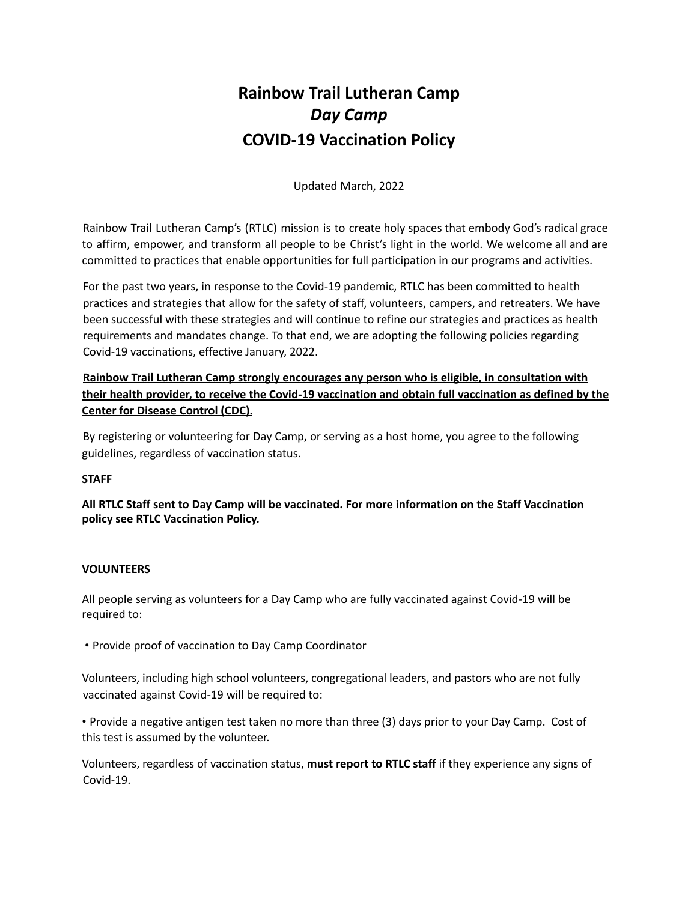# Rainbow Trail Lutheran Camp
## *Day Camp*
## COVID-19 Vaccination Policy

Updated March, 2022

Rainbow Trail Lutheran Camp's (RTLC) mission is to create holy spaces that embody God's radical grace to affirm, empower, and transform all people to be Christ's light in the world. We welcome all and are committed to practices that enable opportunities for full participation in our programs and activities.

For the past two years, in response to the Covid-19 pandemic, RTLC has been committed to health practices and strategies that allow for the safety of staff, volunteers, campers, and retreaters. We have been successful with these strategies and will continue to refine our strategies and practices as health requirements and mandates change. To that end, we are adopting the following policies regarding Covid-19 vaccinations, effective January, 2022.

**Rainbow Trail Lutheran Camp strongly encourages any person who is eligible, in consultation with their health provider, to receive the Covid-19 vaccination and obtain full vaccination as defined by the Center for Disease Control (CDC).**

By registering or volunteering for Day Camp, or serving as a host home, you agree to the following guidelines, regardless of vaccination status.

**STAFF**

**All RTLC Staff sent to Day Camp will be vaccinated. For more information on the Staff Vaccination policy see RTLC Vaccination Policy.**

**VOLUNTEERS**

All people serving as volunteers for a Day Camp who are fully vaccinated against Covid-19 will be required to:

- Provide proof of vaccination to Day Camp Coordinator

Volunteers, including high school volunteers, congregational leaders, and pastors who are not fully vaccinated against Covid-19 will be required to:

- Provide a negative antigen test taken no more than three (3) days prior to your Day Camp. Cost of this test is assumed by the volunteer.

Volunteers, regardless of vaccination status, **must report to RTLC staff** if they experience any signs of Covid-19.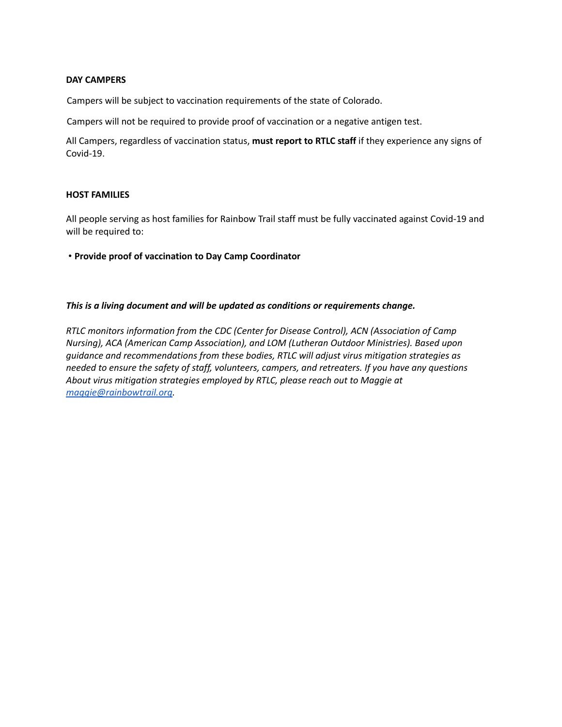**DAY CAMPERS**

Campers will be subject to vaccination requirements of the state of Colorado.

Campers will not be required to provide proof of vaccination or a negative antigen test.

All Campers, regardless of vaccination status, **must report to RTLC staff** if they experience any signs of Covid-19.

**HOST FAMILIES**

All people serving as host families for Rainbow Trail staff must be fully vaccinated against Covid-19 and will be required to:

- **Provide proof of vaccination to Day Camp Coordinator**

***This is a living document and will be updated as conditions or requirements change.***

*RTLC monitors information from the CDC (Center for Disease Control), ACN (Association of Camp Nursing), ACA (American Camp Association), and LOM (Lutheran Outdoor Ministries). Based upon guidance and recommendations from these bodies, RTLC will adjust virus mitigation strategies as needed to ensure the safety of staff, volunteers, campers, and retreaters. If you have any questions About virus mitigation strategies employed by RTLC, please reach out to Maggie at [maggie@rainbowtrail.org](mailto:maggie@rainbowtrail.org).*